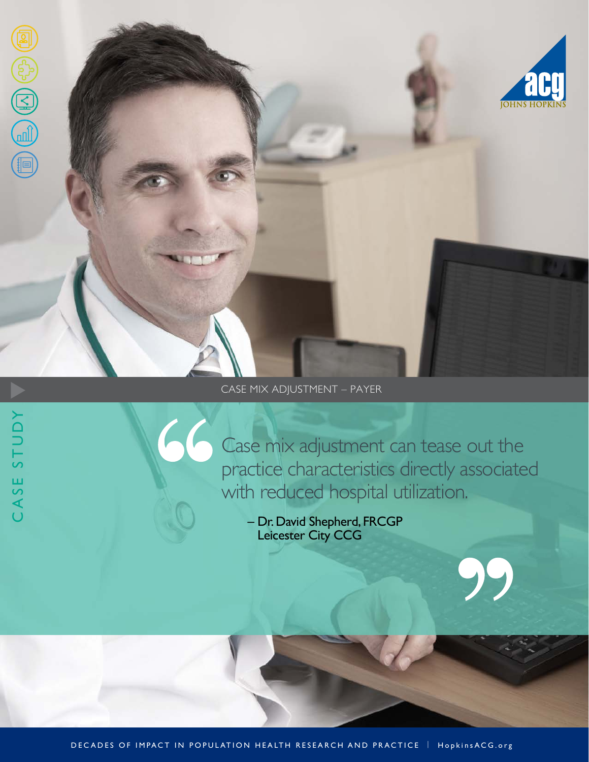CASE STUDY

CASE MIX ADJUSTMENT – PAYER

> Case mix adjustment can tease out the practice characteristics directly associated with reduced hospital utilization.
>
> – Dr. David Shepherd, FRCGP
> Leicester City CCG

DECADES OF IMPACT IN POPULATION HEALTH RESEARCH AND PRACTICE | HopkinsACG.org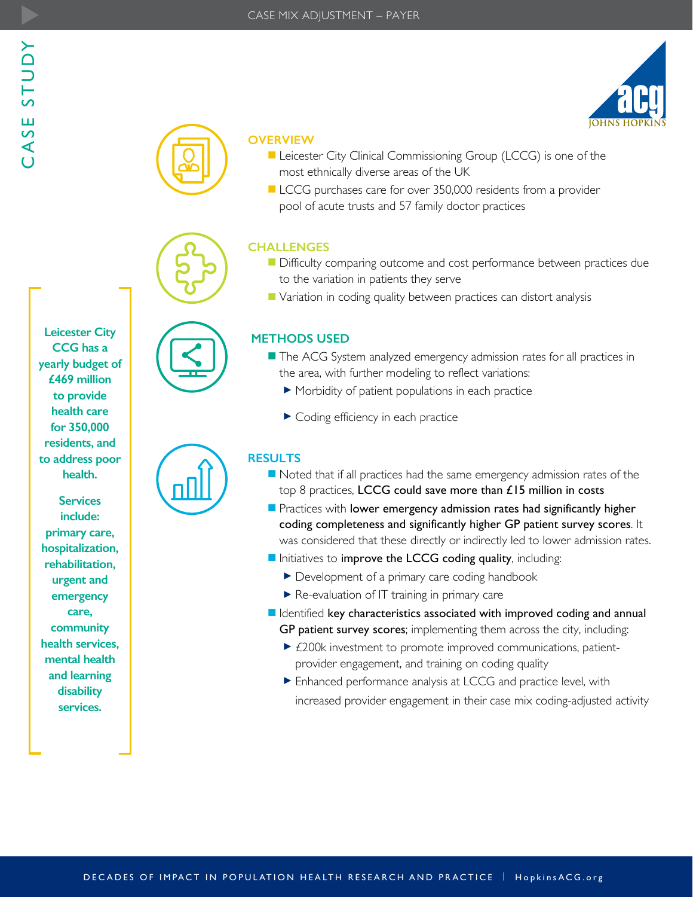CASE STUDY

Leicester City CCG has a yearly budget of £469 million to provide health care for 350,000 residents, and to address poor health.

Services include: primary care, hospitalization, rehabilitation, urgent and emergency care, community health services, mental health and learning disability services.

## OVERVIEW

- Leicester City Clinical Commissioning Group (LCCG) is one of the most ethnically diverse areas of the UK
- LCCG purchases care for over 350,000 residents from a provider pool of acute trusts and 57 family doctor practices

## CHALLENGES

- Difficulty comparing outcome and cost performance between practices due to the variation in patients they serve
- Variation in coding quality between practices can distort analysis

## METHODS USED

- The ACG System analyzed emergency admission rates for all practices in the area, with further modeling to reflect variations:
  - Morbidity of patient populations in each practice
  - Coding efficiency in each practice

## RESULTS

- Noted that if all practices had the same emergency admission rates of the top 8 practices, **LCCG could save more than £15 million in costs**
- Practices with **lower emergency admission rates had significantly higher coding completeness and significantly higher GP patient survey scores**. It was considered that these directly or indirectly led to lower admission rates.
- Initiatives to **improve the LCCG coding quality**, including:
  - Development of a primary care coding handbook
  - Re-evaluation of IT training in primary care
- Identified **key characteristics associated with improved coding and annual GP patient survey scores**; implementing them across the city, including:
  - £200k investment to promote improved communications, patient-provider engagement, and training on coding quality
  - Enhanced performance analysis at LCCG and practice level, with increased provider engagement in their case mix coding-adjusted activity